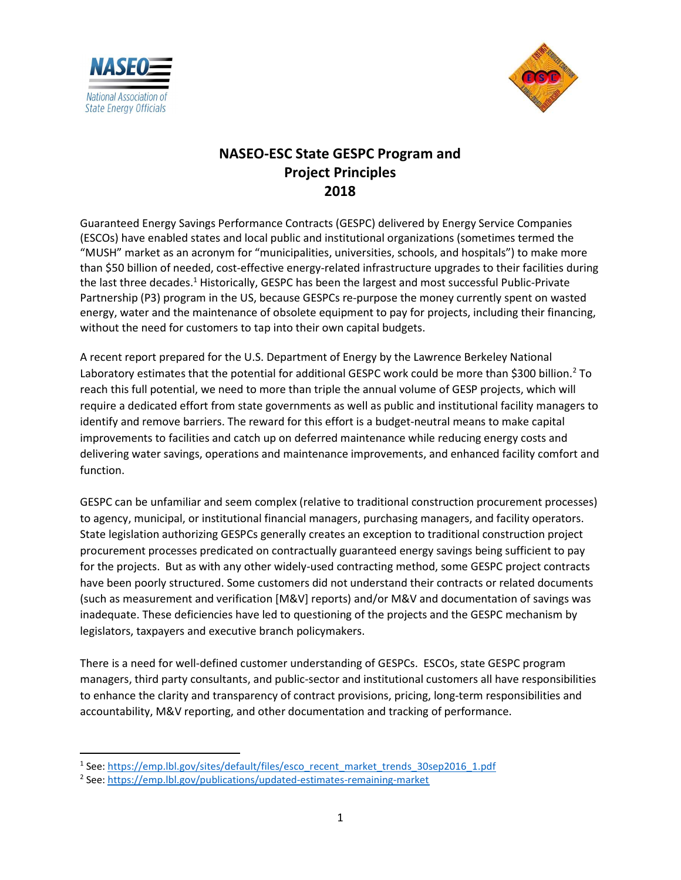# NASEO-ESC State GESPC Program and Project Principles 2018

Guaranteed Energy Savings Performance Contracts (GESPC) delivered by Energy Service Companies (ESCOs) have enabled states and local public and institutional organizations (sometimes termed the "MUSH" market as an acronym for "municipalities, universities, schools, and hospitals") to make more than $50 billion of needed, cost-effective energy-related infrastructure upgrades to their facilities during the last three decades.[1] Historically, GESPC has been the largest and most successful Public-Private Partnership (P3) program in the US, because GESPCs re-purpose the money currently spent on wasted energy, water and the maintenance of obsolete equipment to pay for projects, including their financing, without the need for customers to tap into their own capital budgets.

A recent report prepared for the U.S. Department of Energy by the Lawrence Berkeley National Laboratory estimates that the potential for additional GESPC work could be more than $300 billion.[2] To reach this full potential, we need to more than triple the annual volume of GESP projects, which will require a dedicated effort from state governments as well as public and institutional facility managers to identify and remove barriers. The reward for this effort is a budget-neutral means to make capital improvements to facilities and catch up on deferred maintenance while reducing energy costs and delivering water savings, operations and maintenance improvements, and enhanced facility comfort and function.

GESPC can be unfamiliar and seem complex (relative to traditional construction procurement processes) to agency, municipal, or institutional financial managers, purchasing managers, and facility operators. State legislation authorizing GESPCs generally creates an exception to traditional construction project procurement processes predicated on contractually guaranteed energy savings being sufficient to pay for the projects. But as with any other widely-used contracting method, some GESPC project contracts have been poorly structured. Some customers did not understand their contracts or related documents (such as measurement and verification [M&V] reports) and/or M&V and documentation of savings was inadequate. These deficiencies have led to questioning of the projects and the GESPC mechanism by legislators, taxpayers and executive branch policymakers.

There is a need for well-defined customer understanding of GESPCs. ESCOs, state GESPC program managers, third party consultants, and public-sector and institutional customers all have responsibilities to enhance the clarity and transparency of contract provisions, pricing, long-term responsibilities and accountability, M&V reporting, and other documentation and tracking of performance.

---

[1] See: https://emp.lbl.gov/sites/default/files/esco_recent_market_trends_30sep2016_1.pdf

[2] See: https://emp.lbl.gov/publications/updated-estimates-remaining-market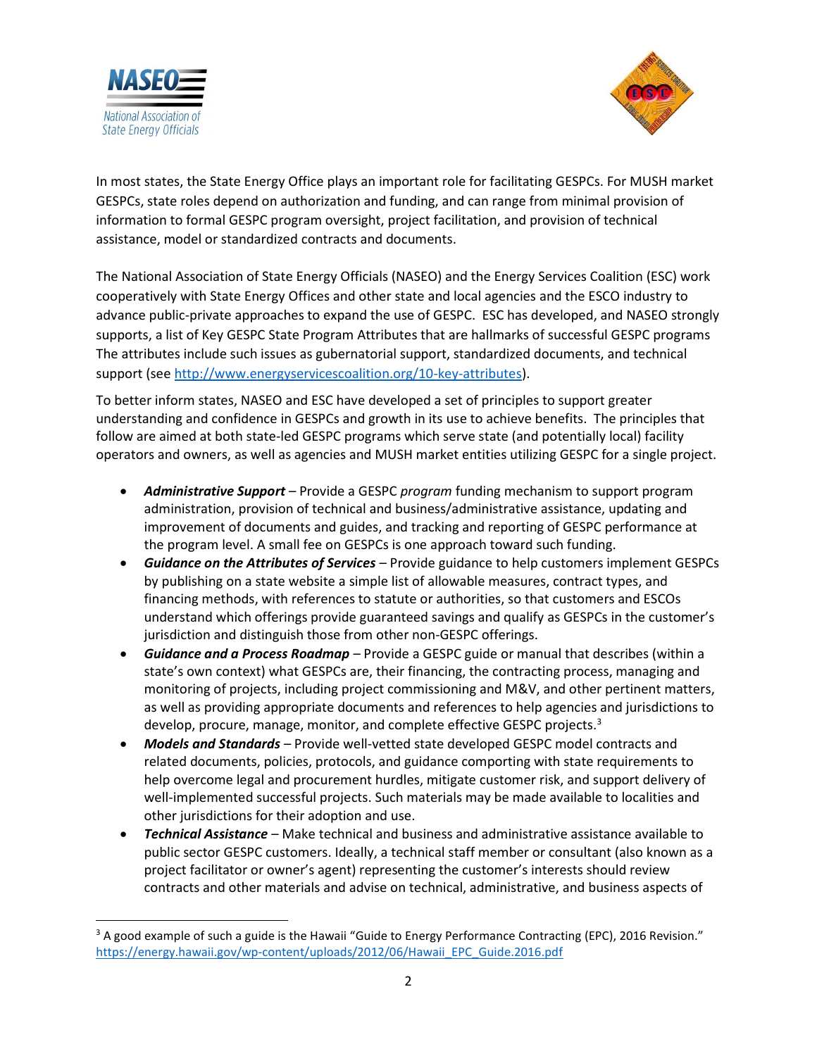In most states, the State Energy Office plays an important role for facilitating GESPCs. For MUSH market GESPCs, state roles depend on authorization and funding, and can range from minimal provision of information to formal GESPC program oversight, project facilitation, and provision of technical assistance, model or standardized contracts and documents.

The National Association of State Energy Officials (NASEO) and the Energy Services Coalition (ESC) work cooperatively with State Energy Offices and other state and local agencies and the ESCO industry to advance public-private approaches to expand the use of GESPC. ESC has developed, and NASEO strongly supports, a list of Key GESPC State Program Attributes that are hallmarks of successful GESPC programs The attributes include such issues as gubernatorial support, standardized documents, and technical support (see http://www.energyservicescoalition.org/10-key-attributes).

To better inform states, NASEO and ESC have developed a set of principles to support greater understanding and confidence in GESPCs and growth in its use to achieve benefits. The principles that follow are aimed at both state-led GESPC programs which serve state (and potentially local) facility operators and owners, as well as agencies and MUSH market entities utilizing GESPC for a single project.

- ***Administrative Support*** – Provide a GESPC *program* funding mechanism to support program administration, provision of technical and business/administrative assistance, updating and improvement of documents and guides, and tracking and reporting of GESPC performance at the program level. A small fee on GESPCs is one approach toward such funding.
- ***Guidance on the Attributes of Services*** – Provide guidance to help customers implement GESPCs by publishing on a state website a simple list of allowable measures, contract types, and financing methods, with references to statute or authorities, so that customers and ESCOs understand which offerings provide guaranteed savings and qualify as GESPCs in the customer's jurisdiction and distinguish those from other non-GESPC offerings.
- ***Guidance and a Process Roadmap*** – Provide a GESPC guide or manual that describes (within a state's own context) what GESPCs are, their financing, the contracting process, managing and monitoring of projects, including project commissioning and M&V, and other pertinent matters, as well as providing appropriate documents and references to help agencies and jurisdictions to develop, procure, manage, monitor, and complete effective GESPC projects.[3]
- ***Models and Standards*** – Provide well-vetted state developed GESPC model contracts and related documents, policies, protocols, and guidance comporting with state requirements to help overcome legal and procurement hurdles, mitigate customer risk, and support delivery of well-implemented successful projects. Such materials may be made available to localities and other jurisdictions for their adoption and use.
- ***Technical Assistance*** – Make technical and business and administrative assistance available to public sector GESPC customers. Ideally, a technical staff member or consultant (also known as a project facilitator or owner's agent) representing the customer's interests should review contracts and other materials and advise on technical, administrative, and business aspects of

[3] A good example of such a guide is the Hawaii "Guide to Energy Performance Contracting (EPC), 2016 Revision." https://energy.hawaii.gov/wp-content/uploads/2012/06/Hawaii_EPC_Guide.2016.pdf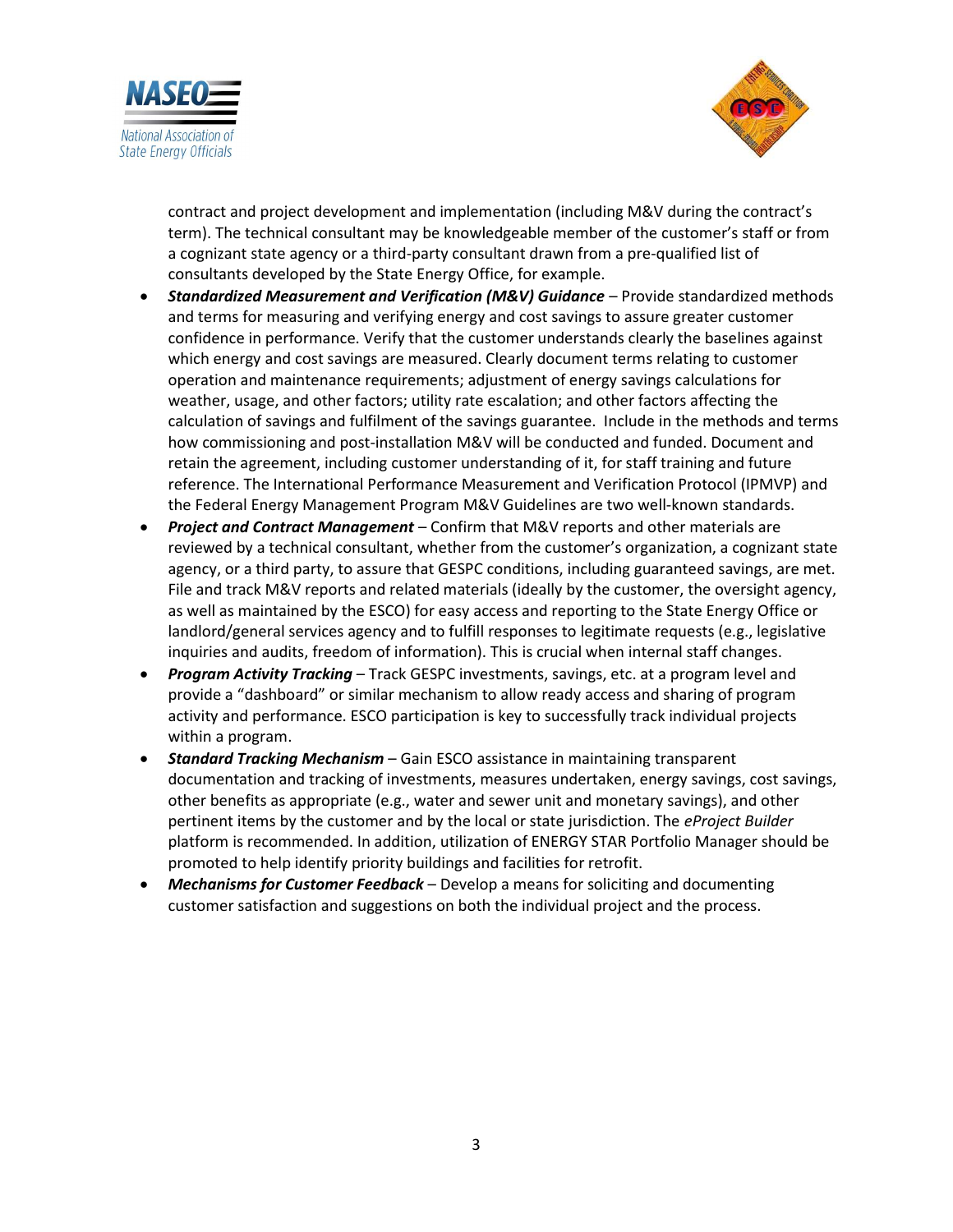contract and project development and implementation (including M&V during the contract's term). The technical consultant may be knowledgeable member of the customer's staff or from a cognizant state agency or a third-party consultant drawn from a pre-qualified list of consultants developed by the State Energy Office, for example.

- ***Standardized Measurement and Verification (M&V) Guidance*** – Provide standardized methods and terms for measuring and verifying energy and cost savings to assure greater customer confidence in performance. Verify that the customer understands clearly the baselines against which energy and cost savings are measured. Clearly document terms relating to customer operation and maintenance requirements; adjustment of energy savings calculations for weather, usage, and other factors; utility rate escalation; and other factors affecting the calculation of savings and fulfilment of the savings guarantee. Include in the methods and terms how commissioning and post-installation M&V will be conducted and funded. Document and retain the agreement, including customer understanding of it, for staff training and future reference. The International Performance Measurement and Verification Protocol (IPMVP) and the Federal Energy Management Program M&V Guidelines are two well-known standards.
- ***Project and Contract Management*** – Confirm that M&V reports and other materials are reviewed by a technical consultant, whether from the customer's organization, a cognizant state agency, or a third party, to assure that GESPC conditions, including guaranteed savings, are met. File and track M&V reports and related materials (ideally by the customer, the oversight agency, as well as maintained by the ESCO) for easy access and reporting to the State Energy Office or landlord/general services agency and to fulfill responses to legitimate requests (e.g., legislative inquiries and audits, freedom of information). This is crucial when internal staff changes.
- ***Program Activity Tracking*** – Track GESPC investments, savings, etc. at a program level and provide a "dashboard" or similar mechanism to allow ready access and sharing of program activity and performance. ESCO participation is key to successfully track individual projects within a program.
- ***Standard Tracking Mechanism*** – Gain ESCO assistance in maintaining transparent documentation and tracking of investments, measures undertaken, energy savings, cost savings, other benefits as appropriate (e.g., water and sewer unit and monetary savings), and other pertinent items by the customer and by the local or state jurisdiction. The *eProject Builder* platform is recommended. In addition, utilization of ENERGY STAR Portfolio Manager should be promoted to help identify priority buildings and facilities for retrofit.
- ***Mechanisms for Customer Feedback*** – Develop a means for soliciting and documenting customer satisfaction and suggestions on both the individual project and the process.